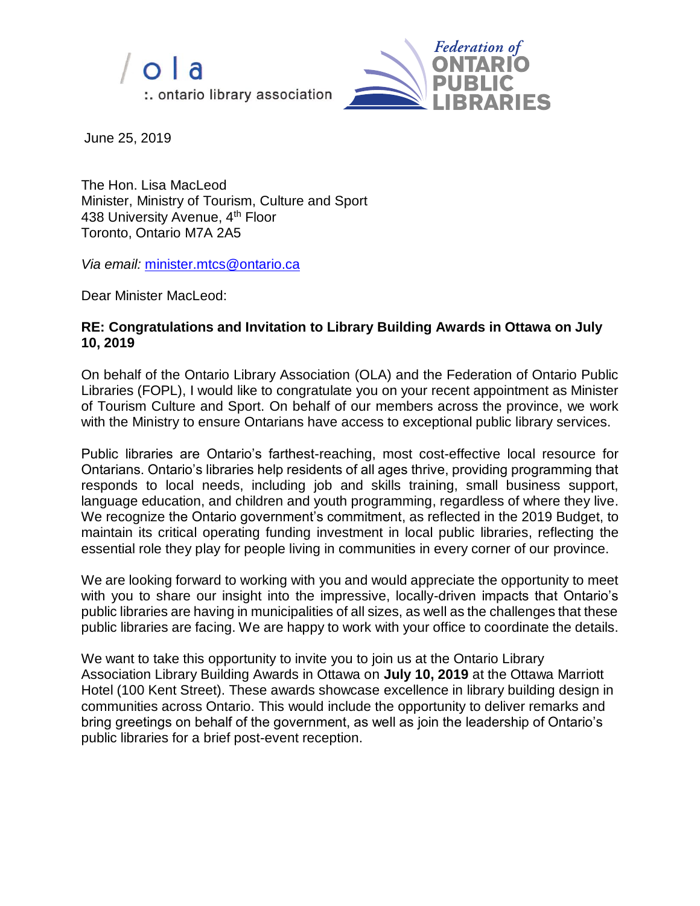/ o l a
:. ontario library association

*Federation of*
**ONTARIO PUBLIC LIBRARIES**

June 25, 2019

The Hon. Lisa MacLeod
Minister, Ministry of Tourism, Culture and Sport
438 University Avenue, 4th Floor
Toronto, Ontario M7A 2A5

*Via email:* minister.mtcs@ontario.ca

Dear Minister MacLeod:

**RE: Congratulations and Invitation to Library Building Awards in Ottawa on July 10, 2019**

On behalf of the Ontario Library Association (OLA) and the Federation of Ontario Public Libraries (FOPL), I would like to congratulate you on your recent appointment as Minister of Tourism Culture and Sport. On behalf of our members across the province, we work with the Ministry to ensure Ontarians have access to exceptional public library services.

Public libraries are Ontario's farthest-reaching, most cost-effective local resource for Ontarians. Ontario's libraries help residents of all ages thrive, providing programming that responds to local needs, including job and skills training, small business support, language education, and children and youth programming, regardless of where they live. We recognize the Ontario government's commitment, as reflected in the 2019 Budget, to maintain its critical operating funding investment in local public libraries, reflecting the essential role they play for people living in communities in every corner of our province.

We are looking forward to working with you and would appreciate the opportunity to meet with you to share our insight into the impressive, locally-driven impacts that Ontario's public libraries are having in municipalities of all sizes, as well as the challenges that these public libraries are facing. We are happy to work with your office to coordinate the details.

We want to take this opportunity to invite you to join us at the Ontario Library Association Library Building Awards in Ottawa on **July 10, 2019** at the Ottawa Marriott Hotel (100 Kent Street). These awards showcase excellence in library building design in communities across Ontario. This would include the opportunity to deliver remarks and bring greetings on behalf of the government, as well as join the leadership of Ontario's public libraries for a brief post-event reception.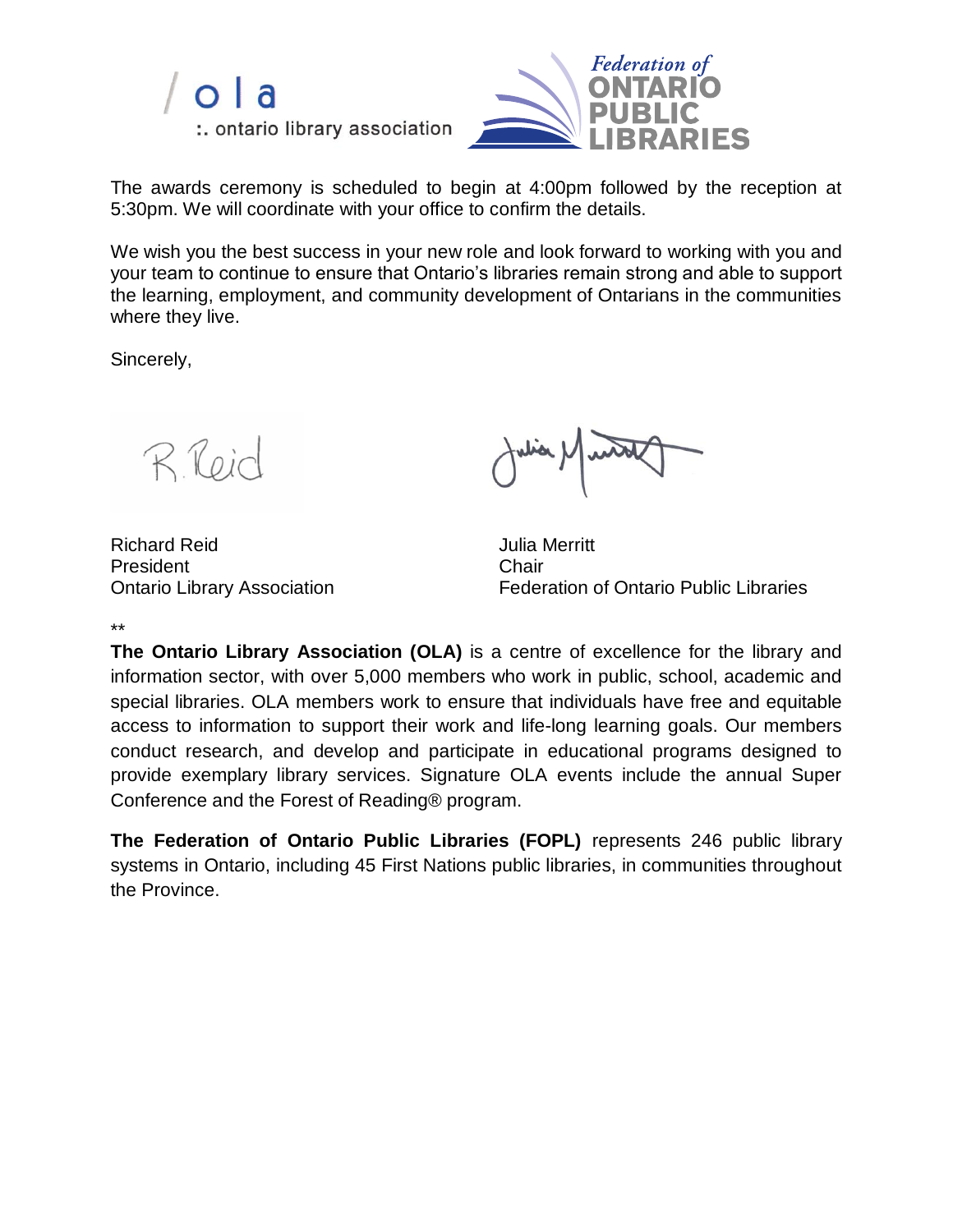The awards ceremony is scheduled to begin at 4:00pm followed by the reception at 5:30pm. We will coordinate with your office to confirm the details.

We wish you the best success in your new role and look forward to working with you and your team to continue to ensure that Ontario's libraries remain strong and able to support the learning, employment, and community development of Ontarians in the communities where they live.

Sincerely,

Richard Reid
President
Ontario Library Association

Julia Merritt
Chair
Federation of Ontario Public Libraries

**

**The Ontario Library Association (OLA)** is a centre of excellence for the library and information sector, with over 5,000 members who work in public, school, academic and special libraries. OLA members work to ensure that individuals have free and equitable access to information to support their work and life-long learning goals. Our members conduct research, and develop and participate in educational programs designed to provide exemplary library services. Signature OLA events include the annual Super Conference and the Forest of Reading® program.

**The Federation of Ontario Public Libraries (FOPL)** represents 246 public library systems in Ontario, including 45 First Nations public libraries, in communities throughout the Province.